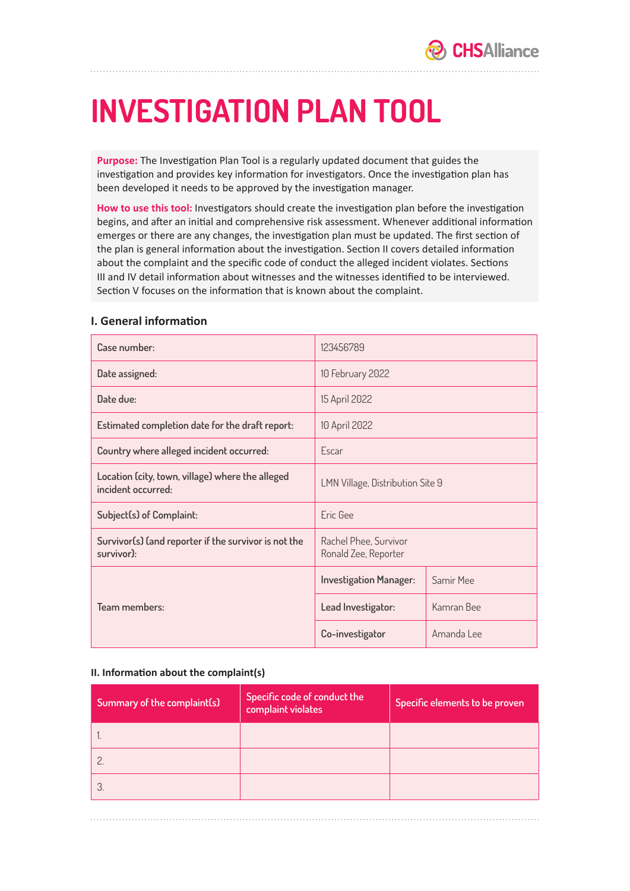# INVESTIGATION PLAN TOOL

**Purpose:** The Investigation Plan Tool is a regularly updated document that guides the investigation and provides key information for investigators. Once the investigation plan has been developed it needs to be approved by the investigation manager.

**How to use this tool:** Investigators should create the investigation plan before the investigation begins, and after an initial and comprehensive risk assessment. Whenever additional information emerges or there are any changes, the investigation plan must be updated. The first section of the plan is general information about the investigation. Section II covers detailed information about the complaint and the specific code of conduct the alleged incident violates. Sections III and IV detail information about witnesses and the witnesses identified to be interviewed. Section V focuses on the information that is known about the complaint.

### I. General information

| | | |
|---|---|---|
| Case number: | 123456789 | |
| Date assigned: | 10 February 2022 | |
| Date due: | 15 April 2022 | |
| Estimated completion date for the draft report: | 10 April 2022 | |
| Country where alleged incident occurred: | Escar | |
| Location (city, town, village) where the alleged incident occurred: | LMN Village, Distribution Site 9 | |
| Subject(s) of Complaint: | Eric Gee | |
| Survivor(s) (and reporter if the survivor is not the survivor): | Rachel Phee, Survivor<br>Ronald Zee, Reporter | |
| Team members: | **Investigation Manager:** | Samir Mee |
| | **Lead Investigator:** | Kamran Bee |
| | **Co-investigator** | Amanda Lee |

### II. Information about the complaint(s)

| Summary of the complaint(s) | Specific code of conduct the complaint violates | Specific elements to be proven |
|---|---|---|
| 1. | | |
| 2. | | |
| 3. | | |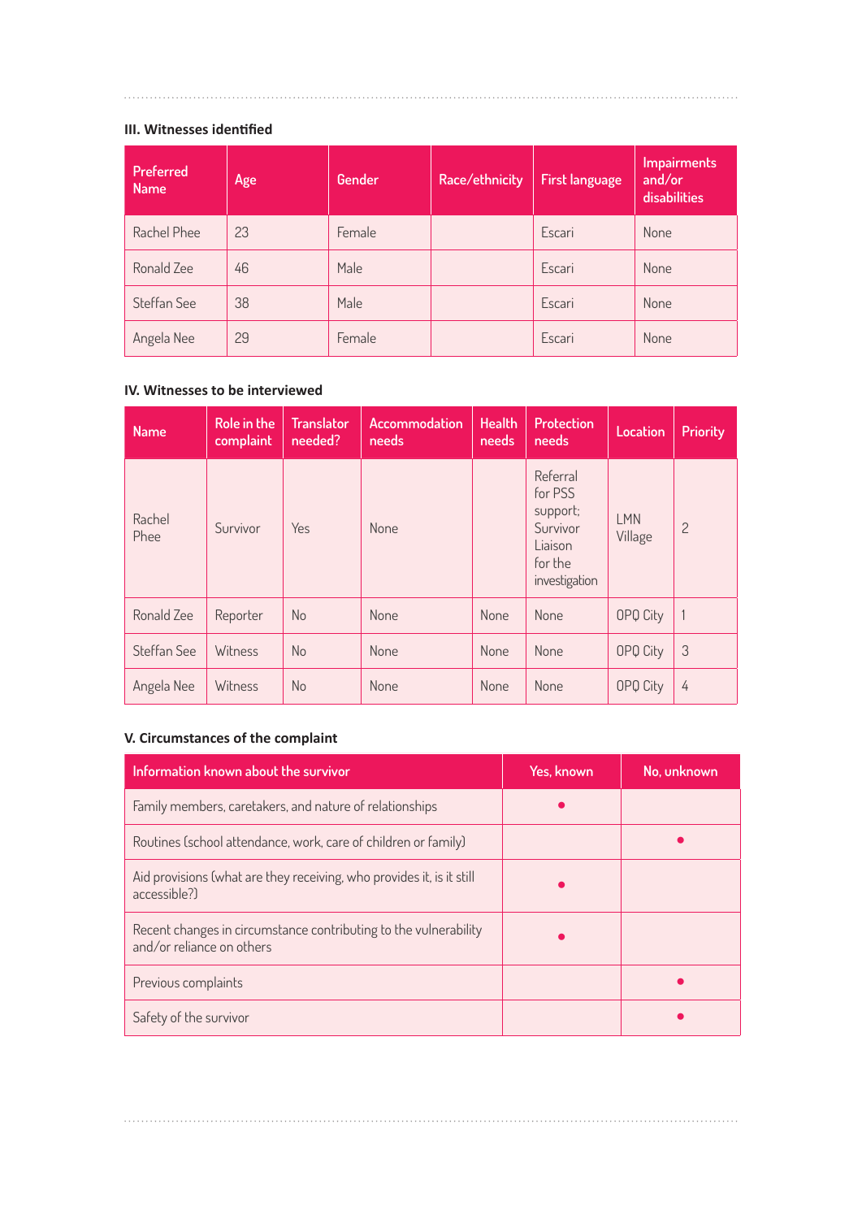### III. Witnesses identified

| Preferred Name | Age | Gender | Race/ethnicity | First language | Impairments and/or disabilities |
|---|---|---|---|---|---|
| Rachel Phee | 23 | Female | | Escari | None |
| Ronald Zee | 46 | Male | | Escari | None |
| Steffan See | 38 | Male | | Escari | None |
| Angela Nee | 29 | Female | | Escari | None |

### IV. Witnesses to be interviewed

| Name | Role in the complaint | Translator needed? | Accommodation needs | Health needs | Protection needs | Location | Priority |
|---|---|---|---|---|---|---|---|
| Rachel Phee | Survivor | Yes | None | | Referral for PSS support; Survivor Liaison for the investigation | LMN Village | 2 |
| Ronald Zee | Reporter | No | None | None | None | OPQ City | 1 |
| Steffan See | Witness | No | None | None | None | OPQ City | 3 |
| Angela Nee | Witness | No | None | None | None | OPQ City | 4 |

### V. Circumstances of the complaint

| Information known about the survivor | Yes, known | No, unknown |
|---|---|---|
| Family members, caretakers, and nature of relationships | • | |
| Routines (school attendance, work, care of children or family) | | • |
| Aid provisions (what are they receiving, who provides it, is it still accessible?) | • | |
| Recent changes in circumstance contributing to the vulnerability and/or reliance on others | • | |
| Previous complaints | | • |
| Safety of the survivor | | • |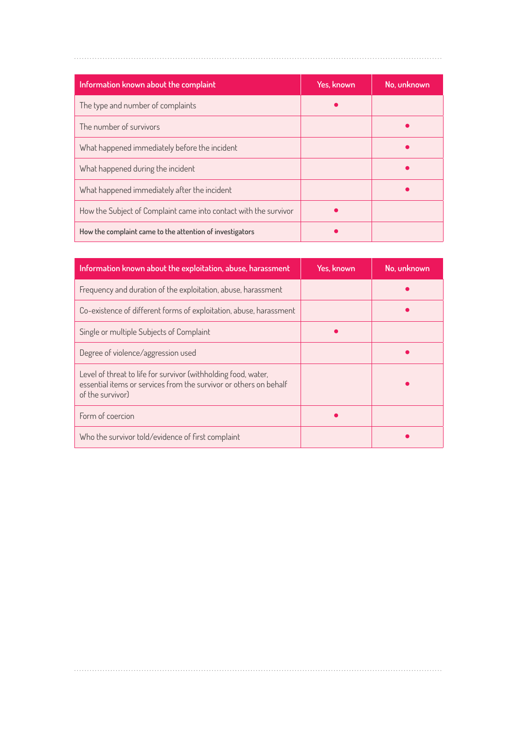| Information known about the complaint | Yes, known | No, unknown |
|---|---|---|
| The type and number of complaints | ● | |
| The number of survivors | | ● |
| What happened immediately before the incident | | ● |
| What happened during the incident | | ● |
| What happened immediately after the incident | | ● |
| How the Subject of Complaint came into contact with the survivor | ● | |
| **How the complaint came to the attention of investigators** | ● | |

| Information known about the exploitation, abuse, harassment | Yes, known | No, unknown |
|---|---|---|
| Frequency and duration of the exploitation, abuse, harassment | | ● |
| Co-existence of different forms of exploitation, abuse, harassment | | ● |
| Single or multiple Subjects of Complaint | ● | |
| Degree of violence/aggression used | | ● |
| Level of threat to life for survivor (withholding food, water, essential items or services from the survivor or others on behalf of the survivor) | | ● |
| Form of coercion | ● | |
| Who the survivor told/evidence of first complaint | | ● |